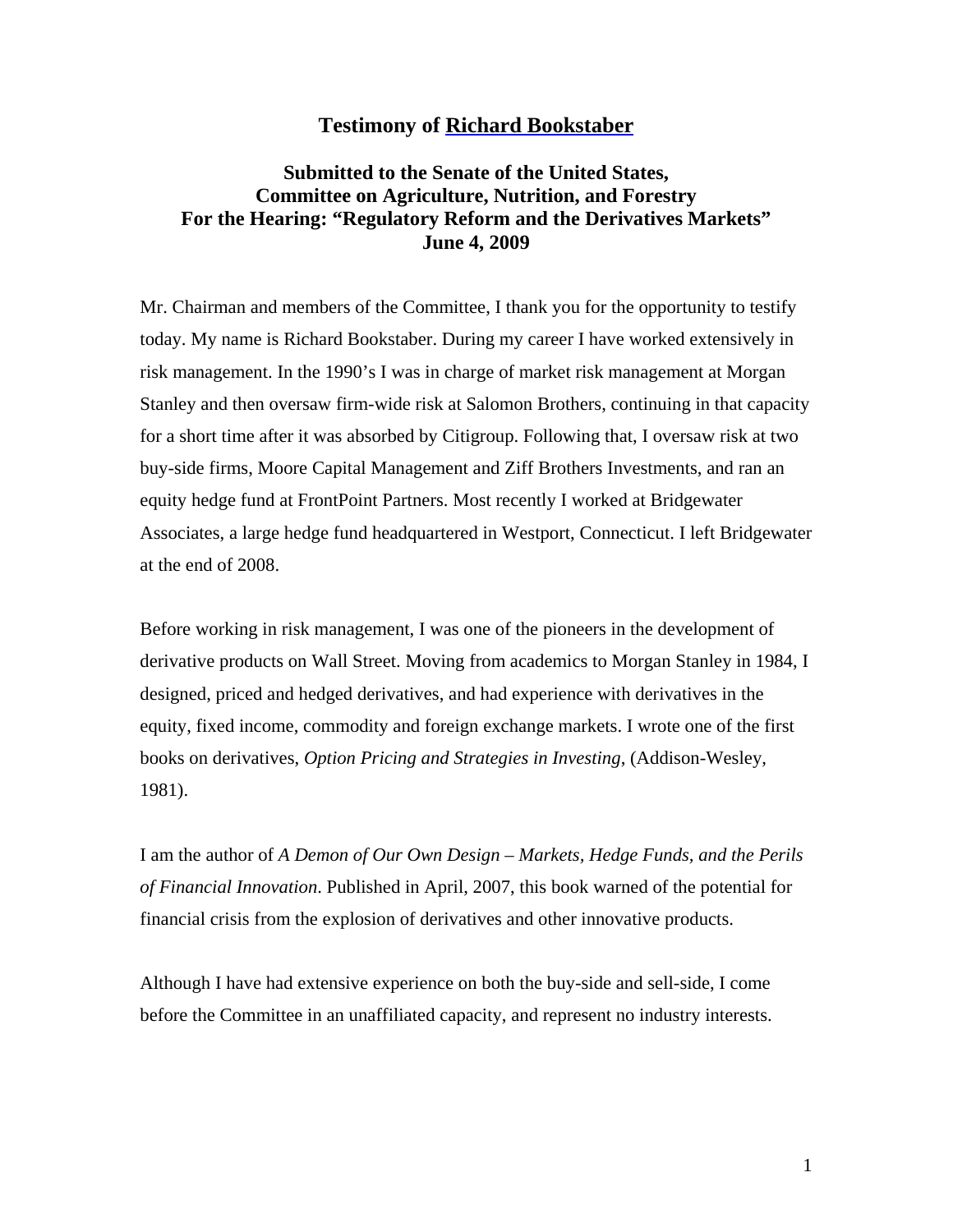# Testimony of Richard Bookstaber

## Submitted to the Senate of the United States,
## Committee on Agriculture, Nutrition, and Forestry
## For the Hearing: "Regulatory Reform and the Derivatives Markets"
## June 4, 2009

Mr. Chairman and members of the Committee, I thank you for the opportunity to testify today. My name is Richard Bookstaber. During my career I have worked extensively in risk management. In the 1990's I was in charge of market risk management at Morgan Stanley and then oversaw firm-wide risk at Salomon Brothers, continuing in that capacity for a short time after it was absorbed by Citigroup. Following that, I oversaw risk at two buy-side firms, Moore Capital Management and Ziff Brothers Investments, and ran an equity hedge fund at FrontPoint Partners. Most recently I worked at Bridgewater Associates, a large hedge fund headquartered in Westport, Connecticut. I left Bridgewater at the end of 2008.

Before working in risk management, I was one of the pioneers in the development of derivative products on Wall Street. Moving from academics to Morgan Stanley in 1984, I designed, priced and hedged derivatives, and had experience with derivatives in the equity, fixed income, commodity and foreign exchange markets. I wrote one of the first books on derivatives, *Option Pricing and Strategies in Investing*, (Addison-Wesley, 1981).

I am the author of *A Demon of Our Own Design – Markets, Hedge Funds, and the Perils of Financial Innovation*. Published in April, 2007, this book warned of the potential for financial crisis from the explosion of derivatives and other innovative products.

Although I have had extensive experience on both the buy-side and sell-side, I come before the Committee in an unaffiliated capacity, and represent no industry interests.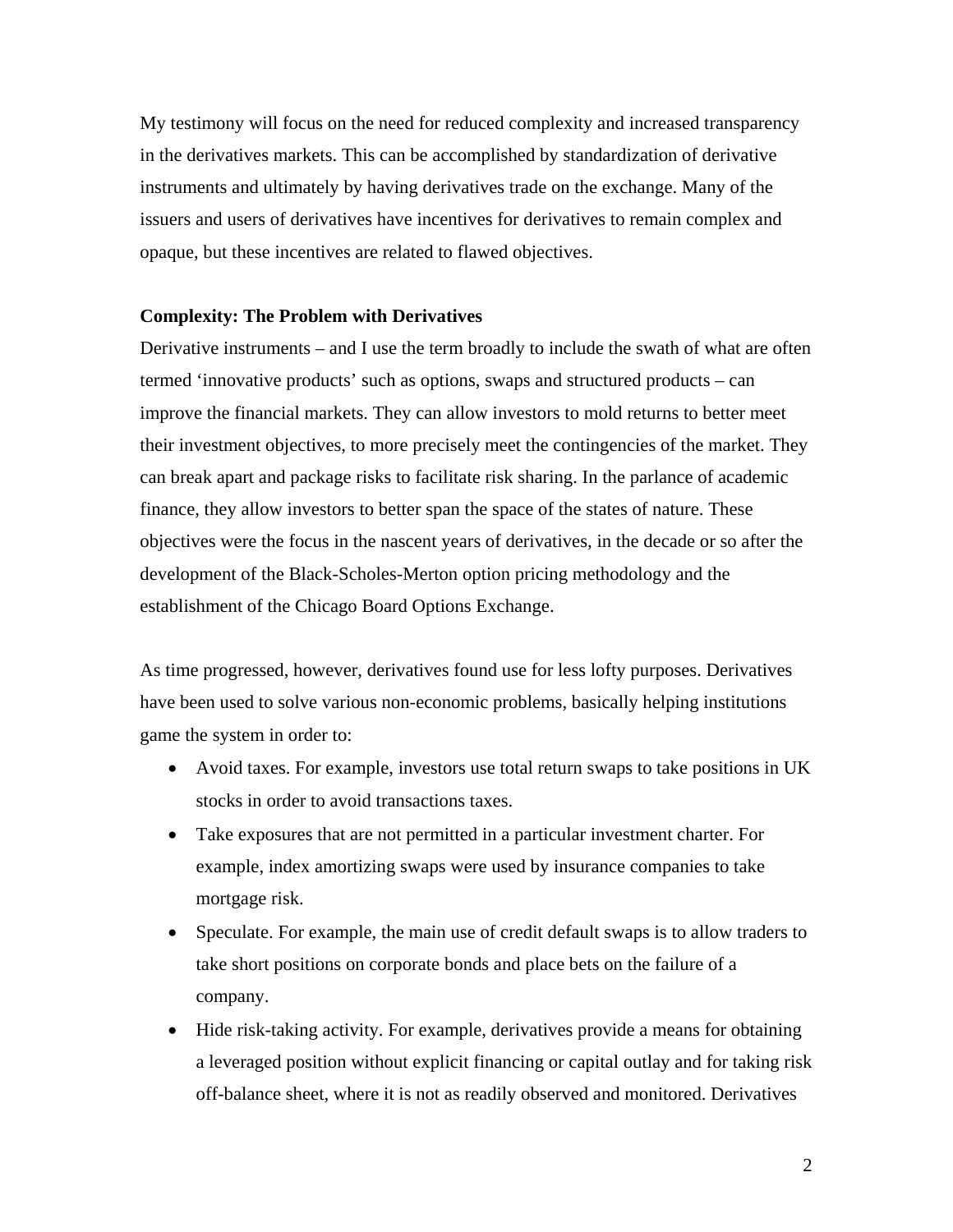My testimony will focus on the need for reduced complexity and increased transparency in the derivatives markets. This can be accomplished by standardization of derivative instruments and ultimately by having derivatives trade on the exchange. Many of the issuers and users of derivatives have incentives for derivatives to remain complex and opaque, but these incentives are related to flawed objectives.

**Complexity: The Problem with Derivatives**

Derivative instruments – and I use the term broadly to include the swath of what are often termed 'innovative products' such as options, swaps and structured products – can improve the financial markets. They can allow investors to mold returns to better meet their investment objectives, to more precisely meet the contingencies of the market. They can break apart and package risks to facilitate risk sharing. In the parlance of academic finance, they allow investors to better span the space of the states of nature. These objectives were the focus in the nascent years of derivatives, in the decade or so after the development of the Black-Scholes-Merton option pricing methodology and the establishment of the Chicago Board Options Exchange.

As time progressed, however, derivatives found use for less lofty purposes. Derivatives have been used to solve various non-economic problems, basically helping institutions game the system in order to:

- Avoid taxes. For example, investors use total return swaps to take positions in UK stocks in order to avoid transactions taxes.
- Take exposures that are not permitted in a particular investment charter. For example, index amortizing swaps were used by insurance companies to take mortgage risk.
- Speculate. For example, the main use of credit default swaps is to allow traders to take short positions on corporate bonds and place bets on the failure of a company.
- Hide risk-taking activity. For example, derivatives provide a means for obtaining a leveraged position without explicit financing or capital outlay and for taking risk off-balance sheet, where it is not as readily observed and monitored. Derivatives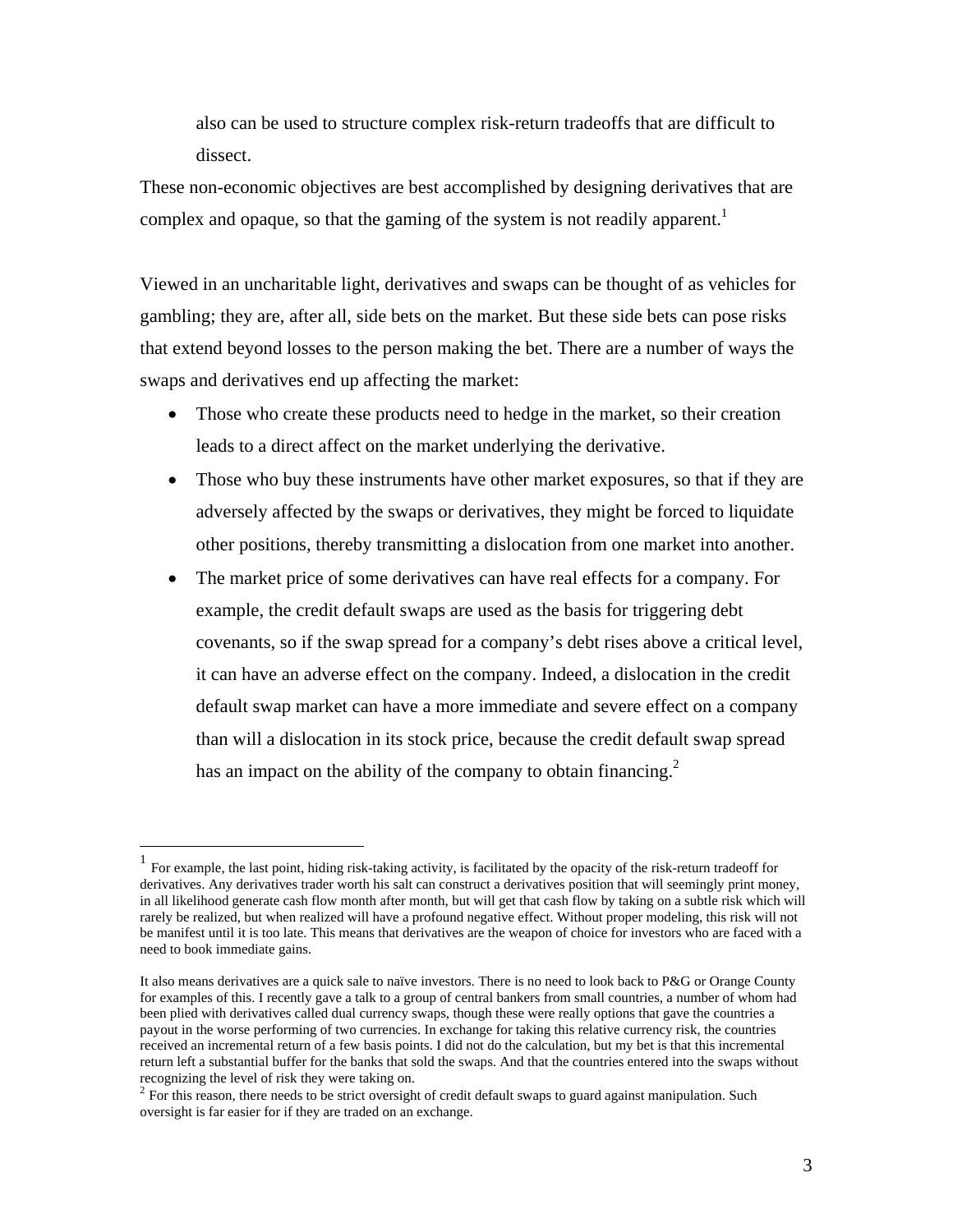also can be used to structure complex risk-return tradeoffs that are difficult to dissect.

These non-economic objectives are best accomplished by designing derivatives that are complex and opaque, so that the gaming of the system is not readily apparent.[1]

Viewed in an uncharitable light, derivatives and swaps can be thought of as vehicles for gambling; they are, after all, side bets on the market. But these side bets can pose risks that extend beyond losses to the person making the bet. There are a number of ways the swaps and derivatives end up affecting the market:

- Those who create these products need to hedge in the market, so their creation leads to a direct affect on the market underlying the derivative.
- Those who buy these instruments have other market exposures, so that if they are adversely affected by the swaps or derivatives, they might be forced to liquidate other positions, thereby transmitting a dislocation from one market into another.
- The market price of some derivatives can have real effects for a company. For example, the credit default swaps are used as the basis for triggering debt covenants, so if the swap spread for a company's debt rises above a critical level, it can have an adverse effect on the company. Indeed, a dislocation in the credit default swap market can have a more immediate and severe effect on a company than will a dislocation in its stock price, because the credit default swap spread has an impact on the ability of the company to obtain financing.[2]

---

[1] For example, the last point, hiding risk-taking activity, is facilitated by the opacity of the risk-return tradeoff for derivatives. Any derivatives trader worth his salt can construct a derivatives position that will seemingly print money, in all likelihood generate cash flow month after month, but will get that cash flow by taking on a subtle risk which will rarely be realized, but when realized will have a profound negative effect. Without proper modeling, this risk will not be manifest until it is too late. This means that derivatives are the weapon of choice for investors who are faced with a need to book immediate gains.

It also means derivatives are a quick sale to naïve investors. There is no need to look back to P&G or Orange County for examples of this. I recently gave a talk to a group of central bankers from small countries, a number of whom had been plied with derivatives called dual currency swaps, though these were really options that gave the countries a payout in the worse performing of two currencies. In exchange for taking this relative currency risk, the countries received an incremental return of a few basis points. I did not do the calculation, but my bet is that this incremental return left a substantial buffer for the banks that sold the swaps. And that the countries entered into the swaps without recognizing the level of risk they were taking on.

[2] For this reason, there needs to be strict oversight of credit default swaps to guard against manipulation. Such oversight is far easier for if they are traded on an exchange.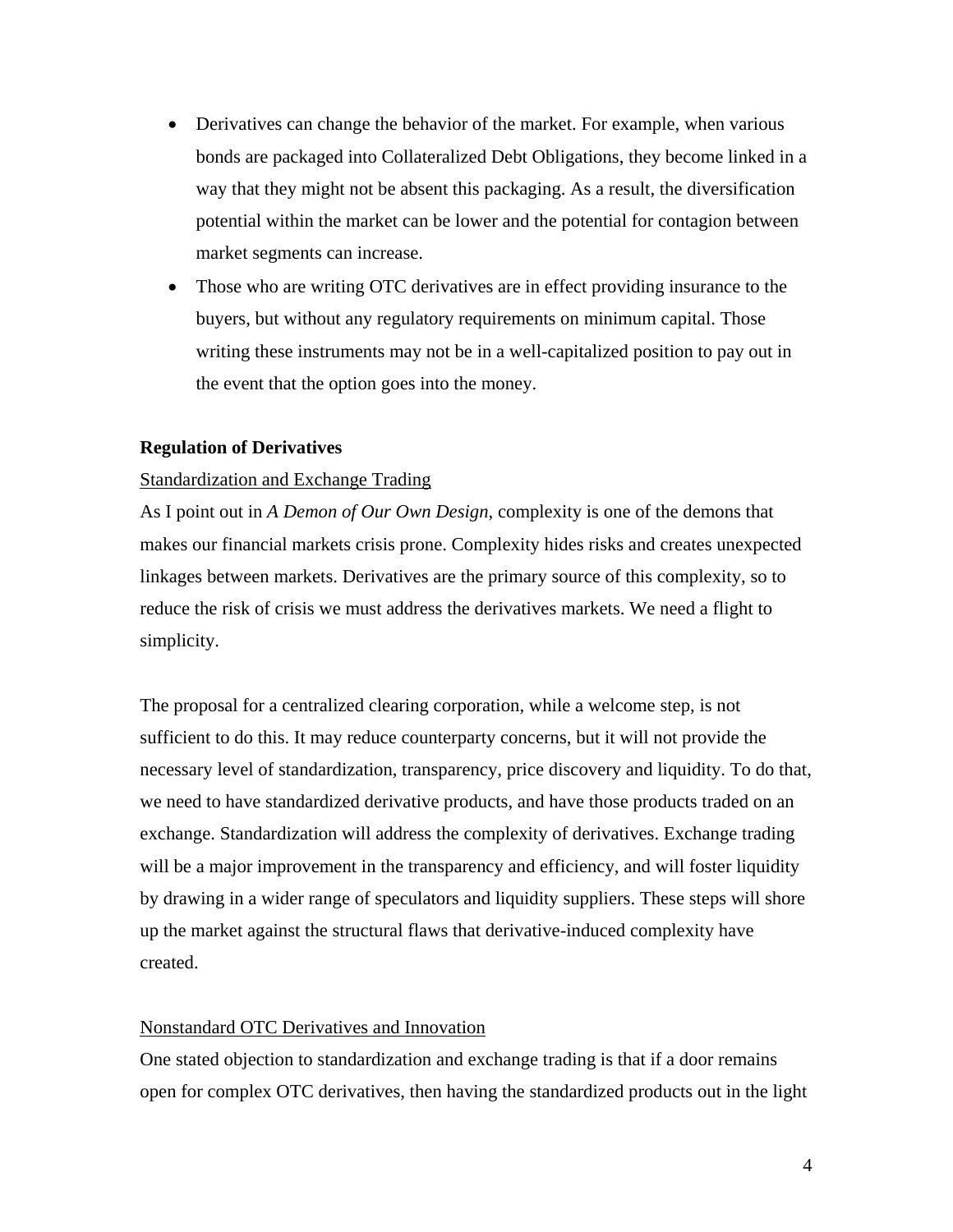- Derivatives can change the behavior of the market. For example, when various bonds are packaged into Collateralized Debt Obligations, they become linked in a way that they might not be absent this packaging. As a result, the diversification potential within the market can be lower and the potential for contagion between market segments can increase.
- Those who are writing OTC derivatives are in effect providing insurance to the buyers, but without any regulatory requirements on minimum capital. Those writing these instruments may not be in a well-capitalized position to pay out in the event that the option goes into the money.

**Regulation of Derivatives**

Standardization and Exchange Trading

As I point out in *A Demon of Our Own Design*, complexity is one of the demons that makes our financial markets crisis prone. Complexity hides risks and creates unexpected linkages between markets. Derivatives are the primary source of this complexity, so to reduce the risk of crisis we must address the derivatives markets. We need a flight to simplicity.

The proposal for a centralized clearing corporation, while a welcome step, is not sufficient to do this. It may reduce counterparty concerns, but it will not provide the necessary level of standardization, transparency, price discovery and liquidity. To do that, we need to have standardized derivative products, and have those products traded on an exchange. Standardization will address the complexity of derivatives. Exchange trading will be a major improvement in the transparency and efficiency, and will foster liquidity by drawing in a wider range of speculators and liquidity suppliers. These steps will shore up the market against the structural flaws that derivative-induced complexity have created.

Nonstandard OTC Derivatives and Innovation

One stated objection to standardization and exchange trading is that if a door remains open for complex OTC derivatives, then having the standardized products out in the light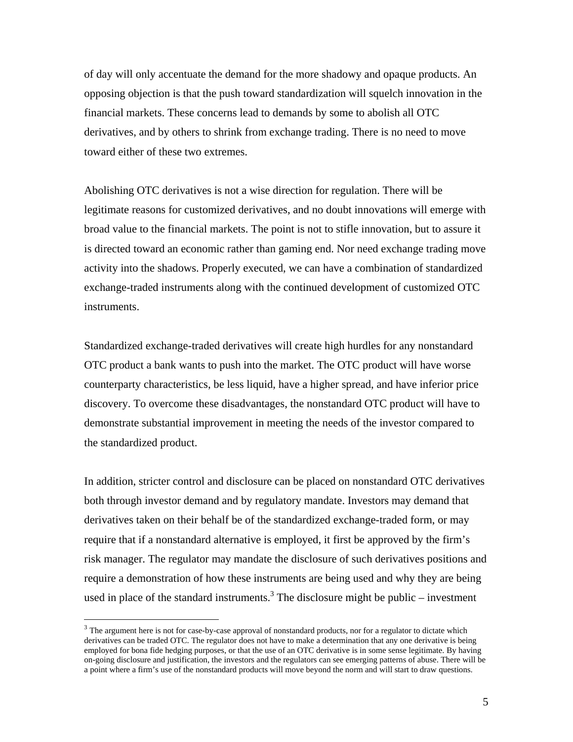of day will only accentuate the demand for the more shadowy and opaque products. An opposing objection is that the push toward standardization will squelch innovation in the financial markets. These concerns lead to demands by some to abolish all OTC derivatives, and by others to shrink from exchange trading. There is no need to move toward either of these two extremes.

Abolishing OTC derivatives is not a wise direction for regulation. There will be legitimate reasons for customized derivatives, and no doubt innovations will emerge with broad value to the financial markets. The point is not to stifle innovation, but to assure it is directed toward an economic rather than gaming end. Nor need exchange trading move activity into the shadows. Properly executed, we can have a combination of standardized exchange-traded instruments along with the continued development of customized OTC instruments.

Standardized exchange-traded derivatives will create high hurdles for any nonstandard OTC product a bank wants to push into the market. The OTC product will have worse counterparty characteristics, be less liquid, have a higher spread, and have inferior price discovery. To overcome these disadvantages, the nonstandard OTC product will have to demonstrate substantial improvement in meeting the needs of the investor compared to the standardized product.

In addition, stricter control and disclosure can be placed on nonstandard OTC derivatives both through investor demand and by regulatory mandate. Investors may demand that derivatives taken on their behalf be of the standardized exchange-traded form, or may require that if a nonstandard alternative is employed, it first be approved by the firm's risk manager. The regulator may mandate the disclosure of such derivatives positions and require a demonstration of how these instruments are being used and why they are being used in place of the standard instruments.[3] The disclosure might be public – investment

[3] The argument here is not for case-by-case approval of nonstandard products, nor for a regulator to dictate which derivatives can be traded OTC. The regulator does not have to make a determination that any one derivative is being employed for bona fide hedging purposes, or that the use of an OTC derivative is in some sense legitimate. By having on-going disclosure and justification, the investors and the regulators can see emerging patterns of abuse. There will be a point where a firm's use of the nonstandard products will move beyond the norm and will start to draw questions.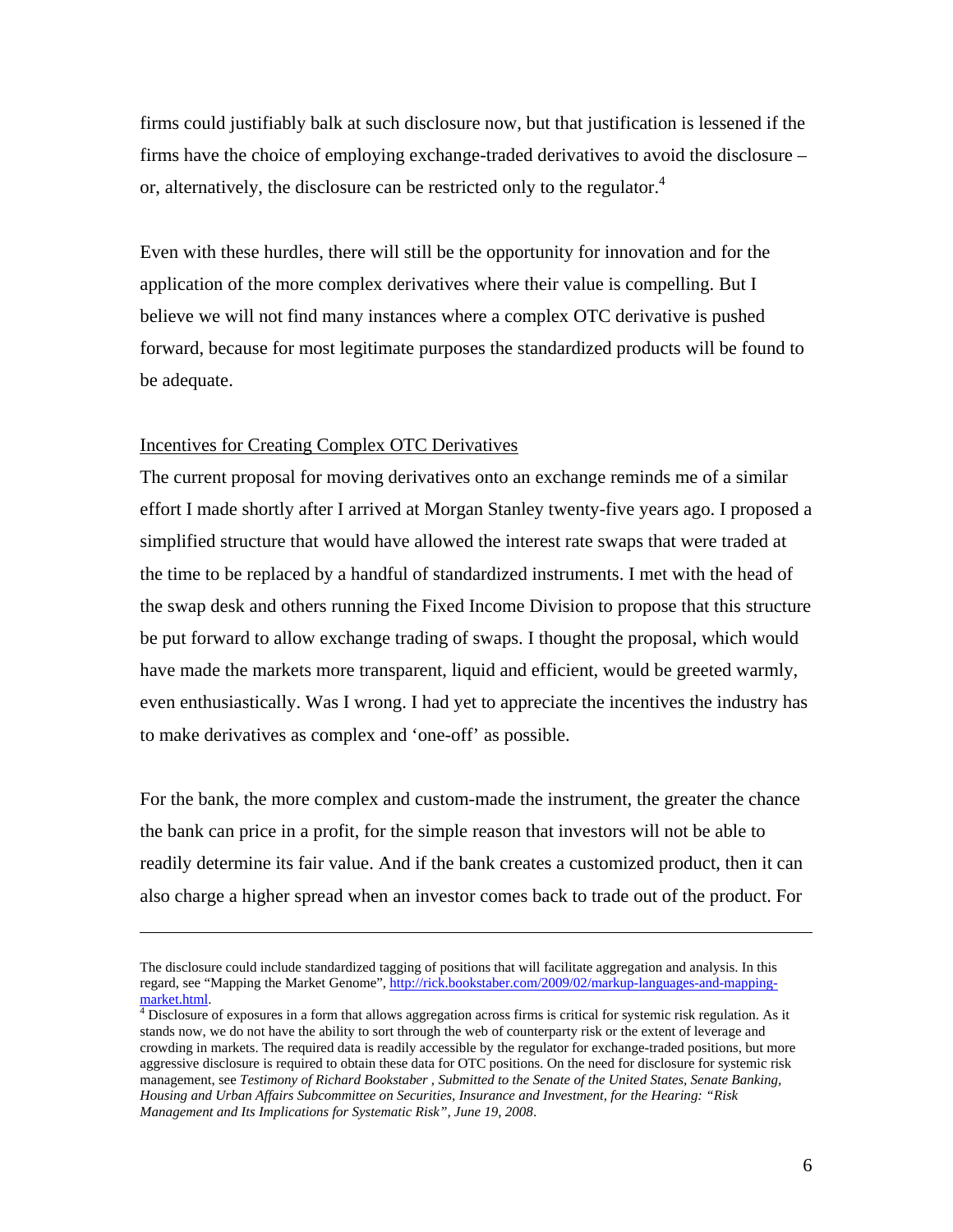firms could justifiably balk at such disclosure now, but that justification is lessened if the firms have the choice of employing exchange-traded derivatives to avoid the disclosure – or, alternatively, the disclosure can be restricted only to the regulator.[4]

Even with these hurdles, there will still be the opportunity for innovation and for the application of the more complex derivatives where their value is compelling. But I believe we will not find many instances where a complex OTC derivative is pushed forward, because for most legitimate purposes the standardized products will be found to be adequate.

Incentives for Creating Complex OTC Derivatives

The current proposal for moving derivatives onto an exchange reminds me of a similar effort I made shortly after I arrived at Morgan Stanley twenty-five years ago. I proposed a simplified structure that would have allowed the interest rate swaps that were traded at the time to be replaced by a handful of standardized instruments. I met with the head of the swap desk and others running the Fixed Income Division to propose that this structure be put forward to allow exchange trading of swaps. I thought the proposal, which would have made the markets more transparent, liquid and efficient, would be greeted warmly, even enthusiastically. Was I wrong. I had yet to appreciate the incentives the industry has to make derivatives as complex and 'one-off' as possible.

For the bank, the more complex and custom-made the instrument, the greater the chance the bank can price in a profit, for the simple reason that investors will not be able to readily determine its fair value. And if the bank creates a customized product, then it can also charge a higher spread when an investor comes back to trade out of the product. For

---

The disclosure could include standardized tagging of positions that will facilitate aggregation and analysis. In this regard, see "Mapping the Market Genome", http://rick.bookstaber.com/2009/02/markup-languages-and-mapping-market.html.

[4] Disclosure of exposures in a form that allows aggregation across firms is critical for systemic risk regulation. As it stands now, we do not have the ability to sort through the web of counterparty risk or the extent of leverage and crowding in markets. The required data is readily accessible by the regulator for exchange-traded positions, but more aggressive disclosure is required to obtain these data for OTC positions. On the need for disclosure for systemic risk management, see *Testimony of Richard Bookstaber , Submitted to the Senate of the United States, Senate Banking, Housing and Urban Affairs Subcommittee on Securities, Insurance and Investment, for the Hearing: "Risk Management and Its Implications for Systematic Risk", June 19, 2008*.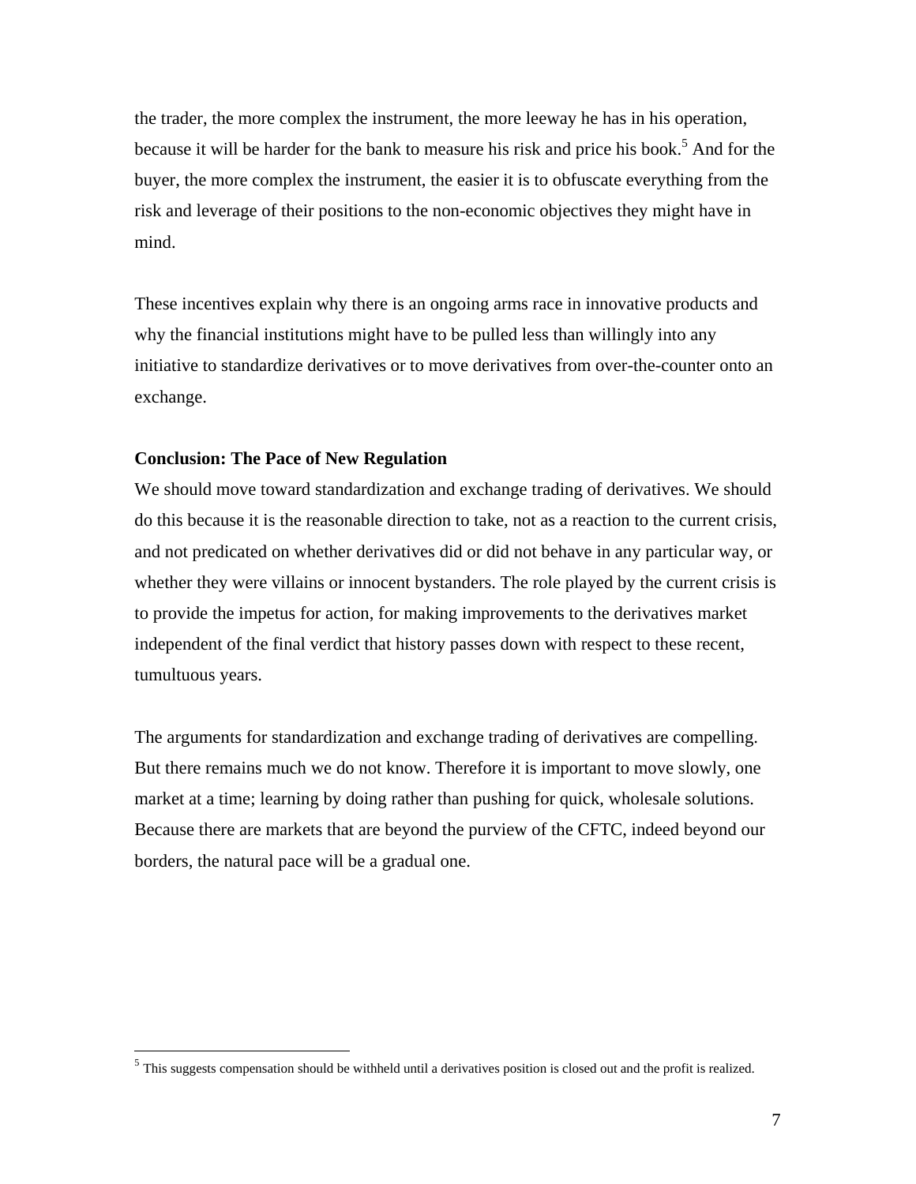the trader, the more complex the instrument, the more leeway he has in his operation, because it will be harder for the bank to measure his risk and price his book.[5] And for the buyer, the more complex the instrument, the easier it is to obfuscate everything from the risk and leverage of their positions to the non-economic objectives they might have in mind.

These incentives explain why there is an ongoing arms race in innovative products and why the financial institutions might have to be pulled less than willingly into any initiative to standardize derivatives or to move derivatives from over-the-counter onto an exchange.

**Conclusion: The Pace of New Regulation**

We should move toward standardization and exchange trading of derivatives. We should do this because it is the reasonable direction to take, not as a reaction to the current crisis, and not predicated on whether derivatives did or did not behave in any particular way, or whether they were villains or innocent bystanders. The role played by the current crisis is to provide the impetus for action, for making improvements to the derivatives market independent of the final verdict that history passes down with respect to these recent, tumultuous years.

The arguments for standardization and exchange trading of derivatives are compelling. But there remains much we do not know. Therefore it is important to move slowly, one market at a time; learning by doing rather than pushing for quick, wholesale solutions. Because there are markets that are beyond the purview of the CFTC, indeed beyond our borders, the natural pace will be a gradual one.

[5] This suggests compensation should be withheld until a derivatives position is closed out and the profit is realized.